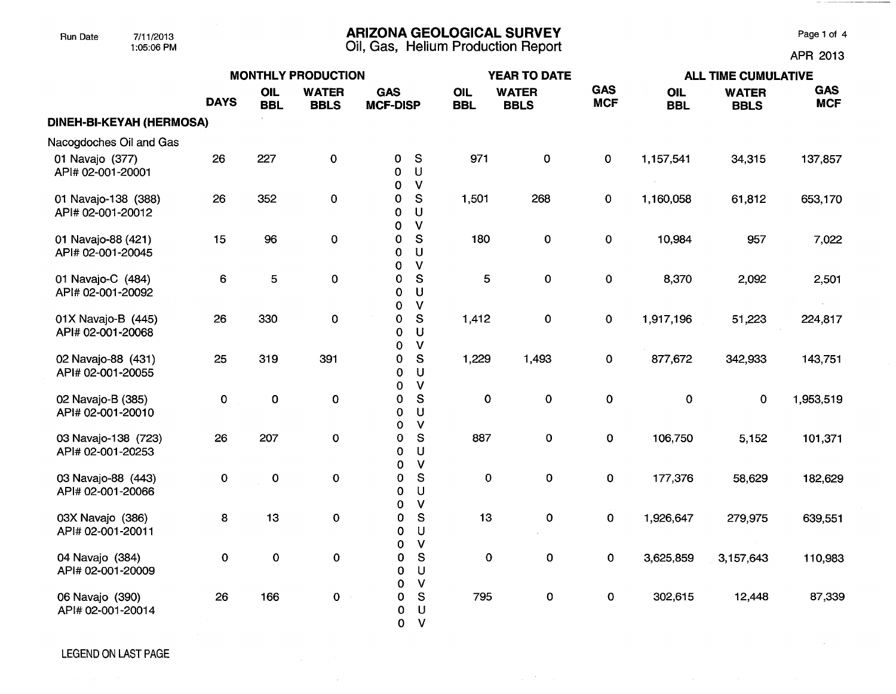Run Date 7/11/2013 1:05:06 PM

# ARIZONA GEOLOGICAL SURVEY

## Oil, Gas, Helium Production Report

APR 2013

| | MONTHLY PRODUCTION | | | | | YEAR TO DATE | | | ALL TIME CUMULATIVE | | |
|---|---|---|---|---|---|---|---|---|---|---|---|
| | DAYS | OIL BBL | WATER BBLS | GAS MCF-DISP | | OIL BBL | WATER BBLS | GAS MCF | OIL BBL | WATER BBLS | GAS MCF |
| **DINEH-BI-KEYAH (HERMOSA)** | | | | | | | | | | | |
| Nacogdoches Oil and Gas | | | | | | | | | | | |
| 01 Navajo (377) API# 02-001-20001 | 26 | 227 | 0 | 0 / 0 / 0 | S / U / V | 971 | 0 | 0 | 1,157,541 | 34,315 | 137,857 |
| 01 Navajo-138 (388) API# 02-001-20012 | 26 | 352 | 0 | 0 / 0 / 0 | S / U / V | 1,501 | 268 | 0 | 1,160,058 | 61,812 | 653,170 |
| 01 Navajo-88 (421) API# 02-001-20045 | 15 | 96 | 0 | 0 / 0 / 0 | S / U / V | 180 | 0 | 0 | 10,984 | 957 | 7,022 |
| 01 Navajo-C (484) API# 02-001-20092 | 6 | 5 | 0 | 0 / 0 / 0 | S / U / V | 5 | 0 | 0 | 8,370 | 2,092 | 2,501 |
| 01X Navajo-B (445) API# 02-001-20068 | 26 | 330 | 0 | 0 / 0 / 0 | S / U / V | 1,412 | 0 | 0 | 1,917,196 | 51,223 | 224,817 |
| 02 Navajo-88 (431) API# 02-001-20055 | 25 | 319 | 391 | 0 / 0 / 0 | S / U / V | 1,229 | 1,493 | 0 | 877,672 | 342,933 | 143,751 |
| 02 Navajo-B (385) API# 02-001-20010 | 0 | 0 | 0 | 0 / 0 / 0 | S / U / V | 0 | 0 | 0 | 0 | 0 | 1,953,519 |
| 03 Navajo-138 (723) API# 02-001-20253 | 26 | 207 | 0 | 0 / 0 / 0 | S / U / V | 887 | 0 | 0 | 106,750 | 5,152 | 101,371 |
| 03 Navajo-88 (443) API# 02-001-20066 | 0 | 0 | 0 | 0 / 0 / 0 | S / U / V | 0 | 0 | 0 | 177,376 | 58,629 | 182,629 |
| 03X Navajo (386) API# 02-001-20011 | 8 | 13 | 0 | 0 / 0 / 0 | S / U / V | 13 | 0 | 0 | 1,926,647 | 279,975 | 639,551 |
| 04 Navajo (384) API# 02-001-20009 | 0 | 0 | 0 | 0 / 0 / 0 | S / U / V | 0 | 0 | 0 | 3,625,859 | 3,157,643 | 110,983 |
| 06 Navajo (390) API# 02-001-20014 | 26 | 166 | 0 | 0 / 0 / 0 | S / U / V | 795 | 0 | 0 | 302,615 | 12,448 | 87,339 |

LEGEND ON LAST PAGE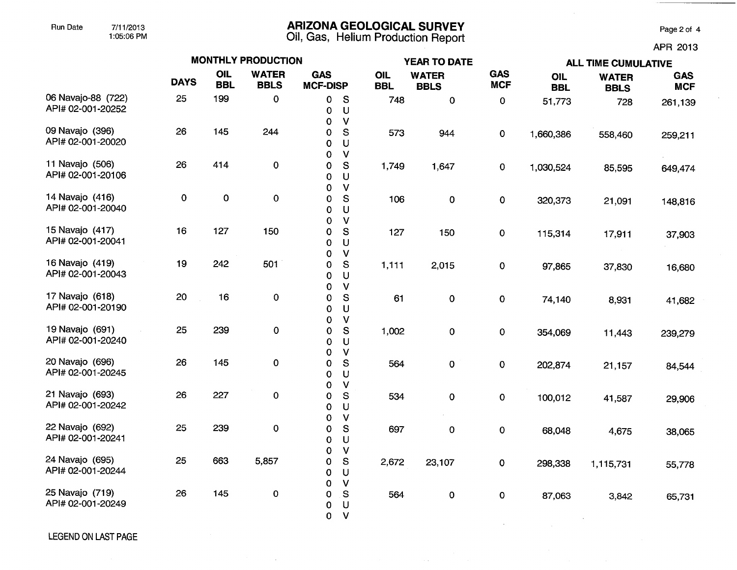Run Date 7/11/2013 1:05:06 PM

# ARIZONA GEOLOGICAL SURVEY
## Oil, Gas, Helium Production Report

APR 2013

| | MONTHLY PRODUCTION | | | | YEAR TO DATE | | | ALL TIME CUMULATIVE | | |
|---|---|---|---|---|---|---|---|---|---|---|
| | DAYS | OIL BBL | WATER BBLS | GAS MCF-DISP | OIL BBL | WATER BBLS | GAS MCF | OIL BBL | WATER BBLS | GAS MCF |
| 06 Navajo-88 (722) API# 02-001-20252 | 25 | 199 | 0 | 0 S 0 U 0 V | 748 | 0 | 0 | 51,773 | 728 | 261,139 |
| 09 Navajo (396) API# 02-001-20020 | 26 | 145 | 244 | 0 S 0 U 0 V | 573 | 944 | 0 | 1,660,386 | 558,460 | 259,211 |
| 11 Navajo (506) API# 02-001-20106 | 26 | 414 | 0 | 0 S 0 U 0 V | 1,749 | 1,647 | 0 | 1,030,524 | 85,595 | 649,474 |
| 14 Navajo (416) API# 02-001-20040 | 0 | 0 | 0 | 0 S 0 U 0 V | 106 | 0 | 0 | 320,373 | 21,091 | 148,816 |
| 15 Navajo (417) API# 02-001-20041 | 16 | 127 | 150 | 0 S 0 U 0 V | 127 | 150 | 0 | 115,314 | 17,911 | 37,903 |
| 16 Navajo (419) API# 02-001-20043 | 19 | 242 | 501 | 0 S 0 U 0 V | 1,111 | 2,015 | 0 | 97,865 | 37,830 | 16,680 |
| 17 Navajo (618) API# 02-001-20190 | 20 | 16 | 0 | 0 S 0 U 0 V | 61 | 0 | 0 | 74,140 | 8,931 | 41,682 |
| 19 Navajo (691) API# 02-001-20240 | 25 | 239 | 0 | 0 S 0 U 0 V | 1,002 | 0 | 0 | 354,069 | 11,443 | 239,279 |
| 20 Navajo (696) API# 02-001-20245 | 26 | 145 | 0 | 0 S 0 U 0 V | 564 | 0 | 0 | 202,874 | 21,157 | 84,544 |
| 21 Navajo (693) API# 02-001-20242 | 26 | 227 | 0 | 0 S 0 U 0 V | 534 | 0 | 0 | 100,012 | 41,587 | 29,906 |
| 22 Navajo (692) API# 02-001-20241 | 25 | 239 | 0 | 0 S 0 U 0 V | 697 | 0 | 0 | 68,048 | 4,675 | 38,065 |
| 24 Navajo (695) API# 02-001-20244 | 25 | 663 | 5,857 | 0 S 0 U 0 V | 2,672 | 23,107 | 0 | 298,338 | 1,115,731 | 55,778 |
| 25 Navajo (719) API# 02-001-20249 | 26 | 145 | 0 | 0 S 0 U 0 V | 564 | 0 | 0 | 87,063 | 3,842 | 65,731 |

LEGEND ON LAST PAGE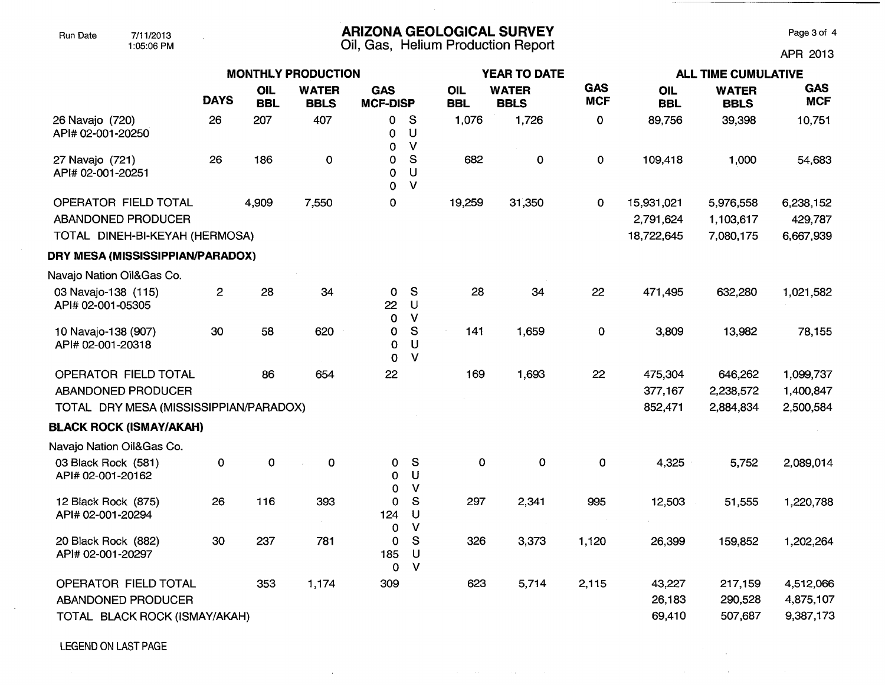# ARIZONA GEOLOGICAL SURVEY

Oil, Gas, Helium Production Report

Run Date 7/11/2013 1:05:06 PM

APR 2013

| | MONTHLY PRODUCTION | | | | | YEAR TO DATE | | | ALL TIME CUMULATIVE | | |
|---|---|---|---|---|---|---|---|---|---|---|---|
| | DAYS | OIL BBL | WATER BBLS | GAS MCF-DISP | | OIL BBL | WATER BBLS | GAS MCF | OIL BBL | WATER BBLS | GAS MCF |
| 26 Navajo (720) API# 02-001-20250 | 26 | 207 | 407 | 0<br>0<br>0 | S<br>U<br>V | 1,076 | 1,726 | 0 | 89,756 | 39,398 | 10,751 |
| 27 Navajo (721) API# 02-001-20251 | 26 | 186 | 0 | 0<br>0<br>0 | S<br>U<br>V | 682 | 0 | 0 | 109,418 | 1,000 | 54,683 |
| OPERATOR FIELD TOTAL | | 4,909 | 7,550 | 0 | | 19,259 | 31,350 | 0 | 15,931,021 | 5,976,558 | 6,238,152 |
| ABANDONED PRODUCER | | | | | | | | | 2,791,624 | 1,103,617 | 429,787 |
| TOTAL DINEH-BI-KEYAH (HERMOSA) | | | | | | | | | 18,722,645 | 7,080,175 | 6,667,939 |
| **DRY MESA (MISSISSIPPIAN/PARADOX)** | | | | | | | | | | | |
| Navajo Nation Oil&Gas Co. | | | | | | | | | | | |
| 03 Navajo-138 (115) API# 02-001-05305 | 2 | 28 | 34 | 0<br>22<br>0 | S<br>U<br>V | 28 | 34 | 22 | 471,495 | 632,280 | 1,021,582 |
| 10 Navajo-138 (907) API# 02-001-20318 | 30 | 58 | 620 | 0<br>0<br>0 | S<br>U<br>V | 141 | 1,659 | 0 | 3,809 | 13,982 | 78,155 |
| OPERATOR FIELD TOTAL | | 86 | 654 | 22 | | 169 | 1,693 | 22 | 475,304 | 646,262 | 1,099,737 |
| ABANDONED PRODUCER | | | | | | | | | 377,167 | 2,238,572 | 1,400,847 |
| TOTAL DRY MESA (MISSISSIPPIAN/PARADOX) | | | | | | | | | 852,471 | 2,884,834 | 2,500,584 |
| **BLACK ROCK (ISMAY/AKAH)** | | | | | | | | | | | |
| Navajo Nation Oil&Gas Co. | | | | | | | | | | | |
| 03 Black Rock (581) API# 02-001-20162 | 0 | 0 | 0 | 0<br>0<br>0 | S<br>U<br>V | 0 | 0 | 0 | 4,325 | 5,752 | 2,089,014 |
| 12 Black Rock (875) API# 02-001-20294 | 26 | 116 | 393 | 0<br>124<br>0 | S<br>U<br>V | 297 | 2,341 | 995 | 12,503 | 51,555 | 1,220,788 |
| 20 Black Rock (882) API# 02-001-20297 | 30 | 237 | 781 | 0<br>185<br>0 | S<br>U<br>V | 326 | 3,373 | 1,120 | 26,399 | 159,852 | 1,202,264 |
| OPERATOR FIELD TOTAL | | 353 | 1,174 | 309 | | 623 | 5,714 | 2,115 | 43,227 | 217,159 | 4,512,066 |
| ABANDONED PRODUCER | | | | | | | | | 26,183 | 290,528 | 4,875,107 |
| TOTAL BLACK ROCK (ISMAY/AKAH) | | | | | | | | | 69,410 | 507,687 | 9,387,173 |

LEGEND ON LAST PAGE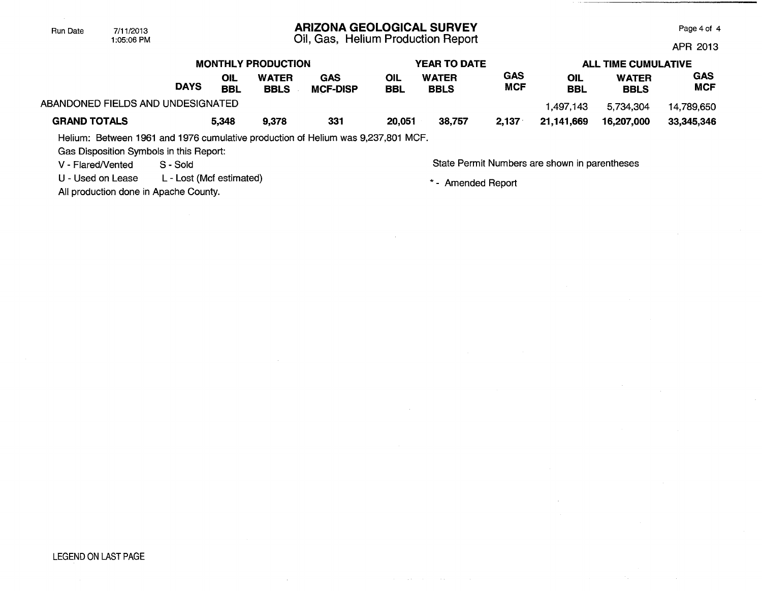| | | MONTHLY PRODUCTION | | | YEAR TO DATE | | | ALL TIME CUMULATIVE | | |
|---|---|---|---|---|---|---|---|---|---|---|
| | DAYS | OIL BBL | WATER BBLS | GAS MCF-DISP | OIL BBL | WATER BBLS | GAS MCF | OIL BBL | WATER BBLS | GAS MCF |
| ABANDONED FIELDS AND UNDESIGNATED | | | | | | | | 1,497,143 | 5,734,304 | 14,789,650 |
| **GRAND TOTALS** | | **5,348** | **9,378** | **331** | **20,051** | **38,757** | **2,137** | **21,141,669** | **16,207,000** | **33,345,346** |

Helium: Between 1961 and 1976 cumulative production of Helium was 9,237,801 MCF.

Gas Disposition Symbols in this Report:

V - Flared/Vented S - Sold

U - Used on Lease L - Lost (Mcf estimated)

All production done in Apache County.

State Permit Numbers are shown in parentheses

* - Amended Report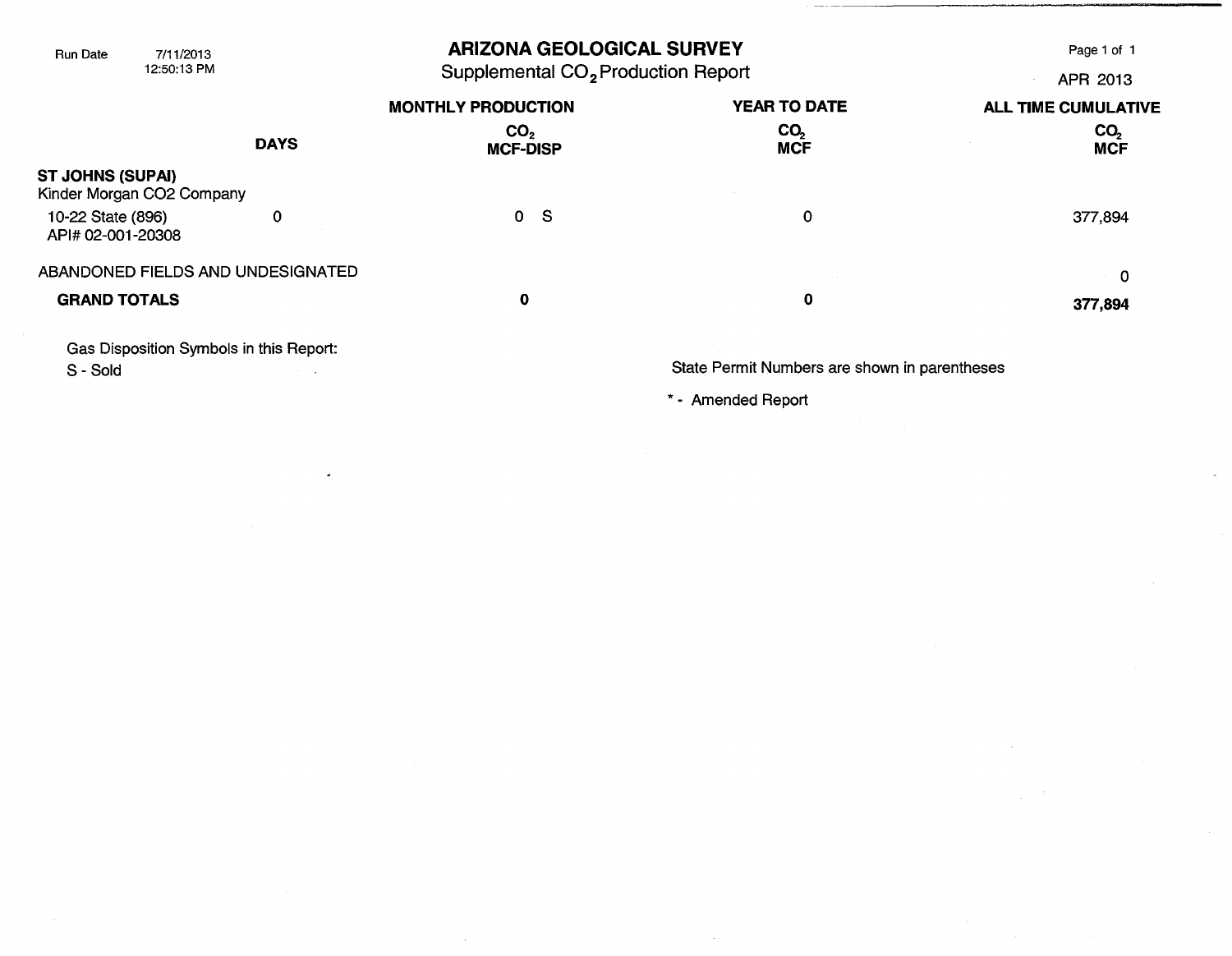Run Date 7/11/2013 12:50:13 PM

# ARIZONA GEOLOGICAL SURVEY

## Supplemental $CO_2$ Production Report

APR 2013

| | DAYS | MONTHLY PRODUCTION $CO_2$ MCF-DISP | YEAR TO DATE $CO_2$ MCF | ALL TIME CUMULATIVE $CO_2$ MCF |
|---|---|---|---|---|
| **ST JOHNS (SUPAI)** | | | | |
| Kinder Morgan CO2 Company | | | | |
| 10-22 State (896) API# 02-001-20308 | 0 | 0 S | 0 | 377,894 |
| ABANDONED FIELDS AND UNDESIGNATED | | | | 0 |
| **GRAND TOTALS** | | **0** | **0** | **377,894** |

Gas Disposition Symbols in this Report:
S - Sold

State Permit Numbers are shown in parentheses

* - Amended Report